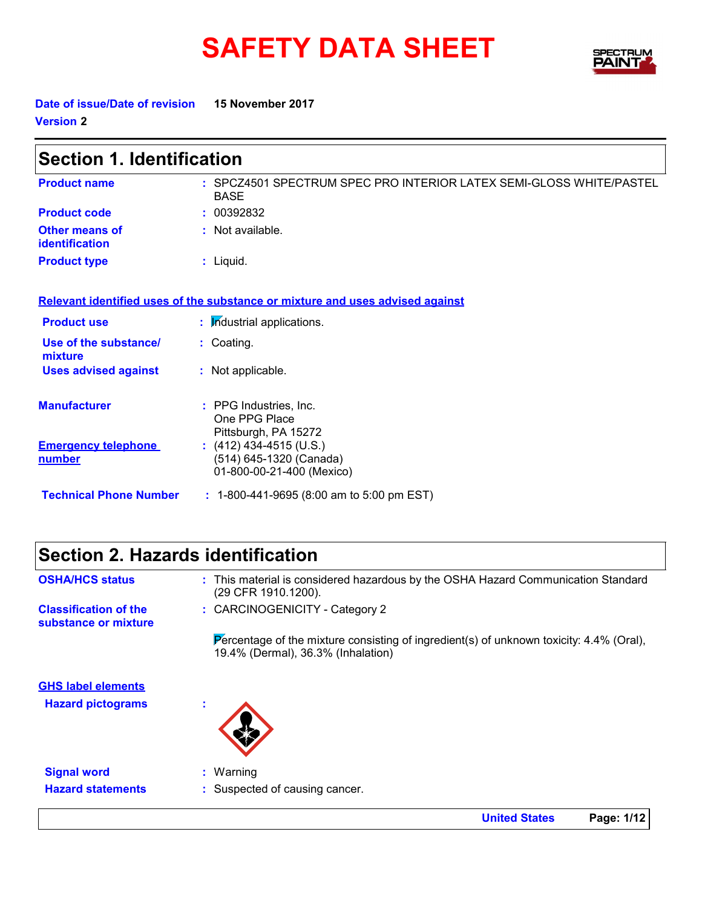# SAFETY DATA SHEET

**Date of issue/Date of revision** 15 November 2017

**Version** 2

## Section 1. Identification

**Product name** : SPCZ4501 SPECTRUM SPEC PRO INTERIOR LATEX SEMI-GLOSS WHITE/PASTEL BASE

**Product code** : 00392832

**Other means of identification** : Not available.

**Product type** : Liquid.

**Relevant identified uses of the substance or mixture and uses advised against**

**Product use** : Industrial applications.

**Use of the substance/mixture** : Coating.

**Uses advised against** : Not applicable.

**Manufacturer** : PPG Industries, Inc.
One PPG Place
Pittsburgh, PA 15272

**Emergency telephone number** : (412) 434-4515 (U.S.)
(514) 645-1320 (Canada)
01-800-00-21-400 (Mexico)

**Technical Phone Number** : 1-800-441-9695 (8:00 am to 5:00 pm EST)

## Section 2. Hazards identification

**OSHA/HCS status** : This material is considered hazardous by the OSHA Hazard Communication Standard (29 CFR 1910.1200).

**Classification of the substance or mixture** : CARCINOGENICITY - Category 2

Percentage of the mixture consisting of ingredient(s) of unknown toxicity: 4.4% (Oral), 19.4% (Dermal), 36.3% (Inhalation)

**GHS label elements**

**Hazard pictograms** :

**Signal word** : Warning

**Hazard statements** : Suspected of causing cancer.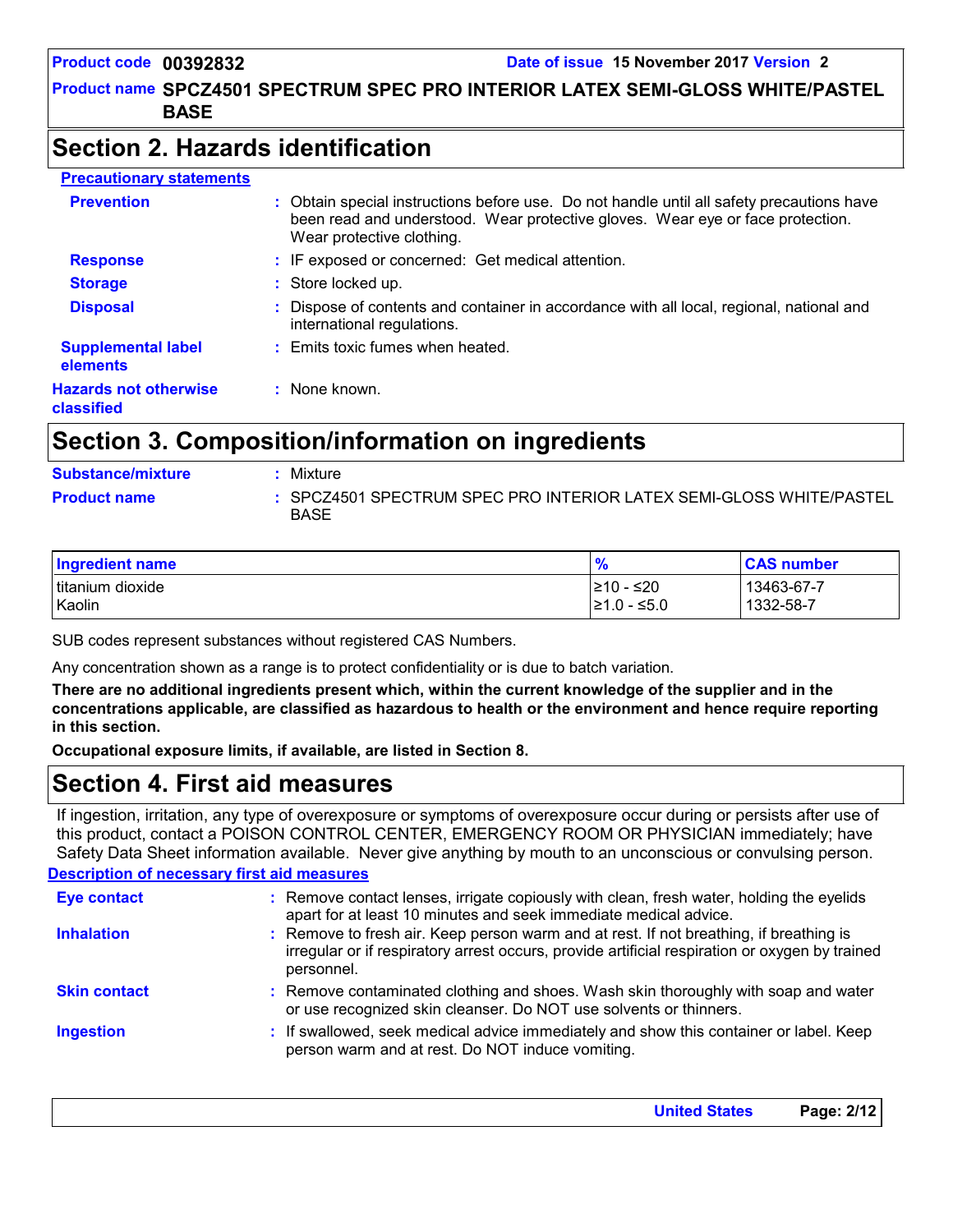## Section 2. Hazards identification

**Precautionary statements**

**Prevention** : Obtain special instructions before use. Do not handle until all safety precautions have been read and understood. Wear protective gloves. Wear eye or face protection. Wear protective clothing.

**Response** : IF exposed or concerned: Get medical attention.

**Storage** : Store locked up.

**Disposal** : Dispose of contents and container in accordance with all local, regional, national and international regulations.

**Supplemental label elements** : Emits toxic fumes when heated.

**Hazards not otherwise classified** : None known.

## Section 3. Composition/information on ingredients

**Substance/mixture** : Mixture

**Product name** : SPCZ4501 SPECTRUM SPEC PRO INTERIOR LATEX SEMI-GLOSS WHITE/PASTEL BASE

| Ingredient name | % | CAS number |
|---|---|---|
| titanium dioxide | ≥10 - ≤20 | 13463-67-7 |
| Kaolin | ≥1.0 - ≤5.0 | 1332-58-7 |

SUB codes represent substances without registered CAS Numbers.

Any concentration shown as a range is to protect confidentiality or is due to batch variation.

**There are no additional ingredients present which, within the current knowledge of the supplier and in the concentrations applicable, are classified as hazardous to health or the environment and hence require reporting in this section.**

**Occupational exposure limits, if available, are listed in Section 8.**

## Section 4. First aid measures

If ingestion, irritation, any type of overexposure or symptoms of overexposure occur during or persists after use of this product, contact a POISON CONTROL CENTER, EMERGENCY ROOM OR PHYSICIAN immediately; have Safety Data Sheet information available. Never give anything by mouth to an unconscious or convulsing person.

**Description of necessary first aid measures**

**Eye contact** : Remove contact lenses, irrigate copiously with clean, fresh water, holding the eyelids apart for at least 10 minutes and seek immediate medical advice.

**Inhalation** : Remove to fresh air. Keep person warm and at rest. If not breathing, if breathing is irregular or if respiratory arrest occurs, provide artificial respiration or oxygen by trained personnel.

**Skin contact** : Remove contaminated clothing and shoes. Wash skin thoroughly with soap and water or use recognized skin cleanser. Do NOT use solvents or thinners.

**Ingestion** : If swallowed, seek medical advice immediately and show this container or label. Keep person warm and at rest. Do NOT induce vomiting.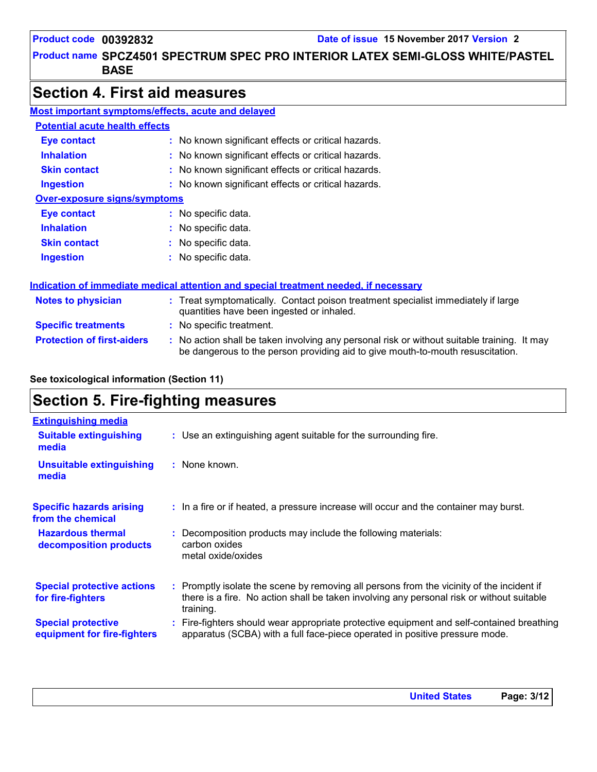## Section 4. First aid measures

### Most important symptoms/effects, acute and delayed

#### Potential acute health effects

| | |
|---|---|
| **Eye contact** | No known significant effects or critical hazards. |
| **Inhalation** | No known significant effects or critical hazards. |
| **Skin contact** | No known significant effects or critical hazards. |
| **Ingestion** | No known significant effects or critical hazards. |

#### Over-exposure signs/symptoms

| | |
|---|---|
| **Eye contact** | No specific data. |
| **Inhalation** | No specific data. |
| **Skin contact** | No specific data. |
| **Ingestion** | No specific data. |

### Indication of immediate medical attention and special treatment needed, if necessary

| | |
|---|---|
| **Notes to physician** | Treat symptomatically. Contact poison treatment specialist immediately if large quantities have been ingested or inhaled. |
| **Specific treatments** | No specific treatment. |
| **Protection of first-aiders** | No action shall be taken involving any personal risk or without suitable training. It may be dangerous to the person providing aid to give mouth-to-mouth resuscitation. |

**See toxicological information (Section 11)**

## Section 5. Fire-fighting measures

### Extinguishing media

| | |
|---|---|
| **Suitable extinguishing media** | Use an extinguishing agent suitable for the surrounding fire. |
| **Unsuitable extinguishing media** | None known. |

| | |
|---|---|
| **Specific hazards arising from the chemical** | In a fire or if heated, a pressure increase will occur and the container may burst. |
| **Hazardous thermal decomposition products** | Decomposition products may include the following materials: carbon oxides metal oxide/oxides |
| **Special protective actions for fire-fighters** | Promptly isolate the scene by removing all persons from the vicinity of the incident if there is a fire. No action shall be taken involving any personal risk or without suitable training. |
| **Special protective equipment for fire-fighters** | Fire-fighters should wear appropriate protective equipment and self-contained breathing apparatus (SCBA) with a full face-piece operated in positive pressure mode. |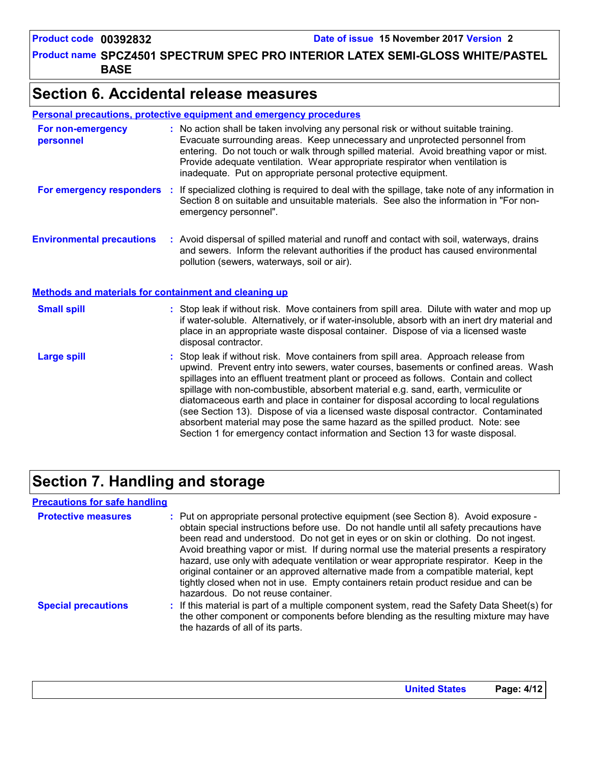## Section 6. Accidental release measures

### Personal precautions, protective equipment and emergency procedures

**For non-emergency personnel** : No action shall be taken involving any personal risk or without suitable training. Evacuate surrounding areas. Keep unnecessary and unprotected personnel from entering. Do not touch or walk through spilled material. Avoid breathing vapor or mist. Provide adequate ventilation. Wear appropriate respirator when ventilation is inadequate. Put on appropriate personal protective equipment.

**For emergency responders** : If specialized clothing is required to deal with the spillage, take note of any information in Section 8 on suitable and unsuitable materials. See also the information in "For non-emergency personnel".

**Environmental precautions** : Avoid dispersal of spilled material and runoff and contact with soil, waterways, drains and sewers. Inform the relevant authorities if the product has caused environmental pollution (sewers, waterways, soil or air).

### Methods and materials for containment and cleaning up

**Small spill** : Stop leak if without risk. Move containers from spill area. Dilute with water and mop up if water-soluble. Alternatively, or if water-insoluble, absorb with an inert dry material and place in an appropriate waste disposal container. Dispose of via a licensed waste disposal contractor.

**Large spill** : Stop leak if without risk. Move containers from spill area. Approach release from upwind. Prevent entry into sewers, water courses, basements or confined areas. Wash spillages into an effluent treatment plant or proceed as follows. Contain and collect spillage with non-combustible, absorbent material e.g. sand, earth, vermiculite or diatomaceous earth and place in container for disposal according to local regulations (see Section 13). Dispose of via a licensed waste disposal contractor. Contaminated absorbent material may pose the same hazard as the spilled product. Note: see Section 1 for emergency contact information and Section 13 for waste disposal.

## Section 7. Handling and storage

### Precautions for safe handling

**Protective measures** : Put on appropriate personal protective equipment (see Section 8). Avoid exposure - obtain special instructions before use. Do not handle until all safety precautions have been read and understood. Do not get in eyes or on skin or clothing. Do not ingest. Avoid breathing vapor or mist. If during normal use the material presents a respiratory hazard, use only with adequate ventilation or wear appropriate respirator. Keep in the original container or an approved alternative made from a compatible material, kept tightly closed when not in use. Empty containers retain product residue and can be hazardous. Do not reuse container.

**Special precautions** : If this material is part of a multiple component system, read the Safety Data Sheet(s) for the other component or components before blending as the resulting mixture may have the hazards of all of its parts.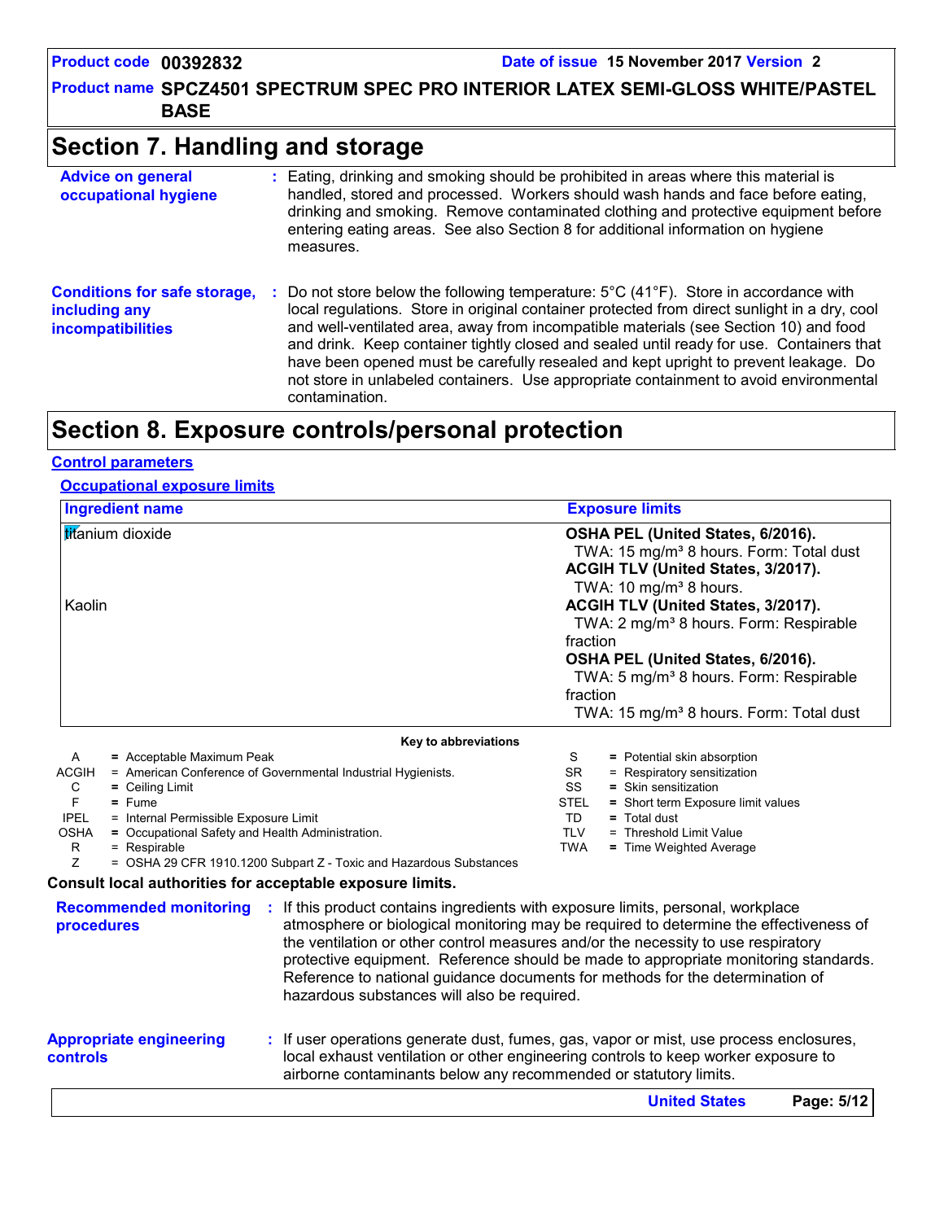# Section 7. Handling and storage

**Advice on general occupational hygiene** : Eating, drinking and smoking should be prohibited in areas where this material is handled, stored and processed. Workers should wash hands and face before eating, drinking and smoking. Remove contaminated clothing and protective equipment before entering eating areas. See also Section 8 for additional information on hygiene measures.

**Conditions for safe storage, including any incompatibilities** : Do not store below the following temperature: 5°C (41°F). Store in accordance with local regulations. Store in original container protected from direct sunlight in a dry, cool and well-ventilated area, away from incompatible materials (see Section 10) and food and drink. Keep container tightly closed and sealed until ready for use. Containers that have been opened must be carefully resealed and kept upright to prevent leakage. Do not store in unlabeled containers. Use appropriate containment to avoid environmental contamination.

# Section 8. Exposure controls/personal protection

## Control parameters

### Occupational exposure limits

| Ingredient name | Exposure limits |
|---|---|
| titanium dioxide | **OSHA PEL (United States, 6/2016).**<br>TWA: 15 mg/m³ 8 hours. Form: Total dust<br>**ACGIH TLV (United States, 3/2017).**<br>TWA: 10 mg/m³ 8 hours. |
| Kaolin | **ACGIH TLV (United States, 3/2017).**<br>TWA: 2 mg/m³ 8 hours. Form: Respirable fraction<br>**OSHA PEL (United States, 6/2016).**<br>TWA: 5 mg/m³ 8 hours. Form: Respirable fraction<br>TWA: 15 mg/m³ 8 hours. Form: Total dust |

**Key to abbreviations**

| | | | |
|---|---|---|---|
| A | = Acceptable Maximum Peak | S | = Potential skin absorption |
| ACGIH | = American Conference of Governmental Industrial Hygienists. | SR | = Respiratory sensitization |
| C | = Ceiling Limit | SS | = Skin sensitization |
| F | = Fume | STEL | = Short term Exposure limit values |
| IPEL | = Internal Permissible Exposure Limit | TD | = Total dust |
| OSHA | = Occupational Safety and Health Administration. | TLV | = Threshold Limit Value |
| R | = Respirable | TWA | = Time Weighted Average |
| Z | = OSHA 29 CFR 1910.1200 Subpart Z - Toxic and Hazardous Substances | | |

**Consult local authorities for acceptable exposure limits.**

**Recommended monitoring procedures** : If this product contains ingredients with exposure limits, personal, workplace atmosphere or biological monitoring may be required to determine the effectiveness of the ventilation or other control measures and/or the necessity to use respiratory protective equipment. Reference should be made to appropriate monitoring standards. Reference to national guidance documents for methods for the determination of hazardous substances will also be required.

**Appropriate engineering controls** : If user operations generate dust, fumes, gas, vapor or mist, use process enclosures, local exhaust ventilation or other engineering controls to keep worker exposure to airborne contaminants below any recommended or statutory limits.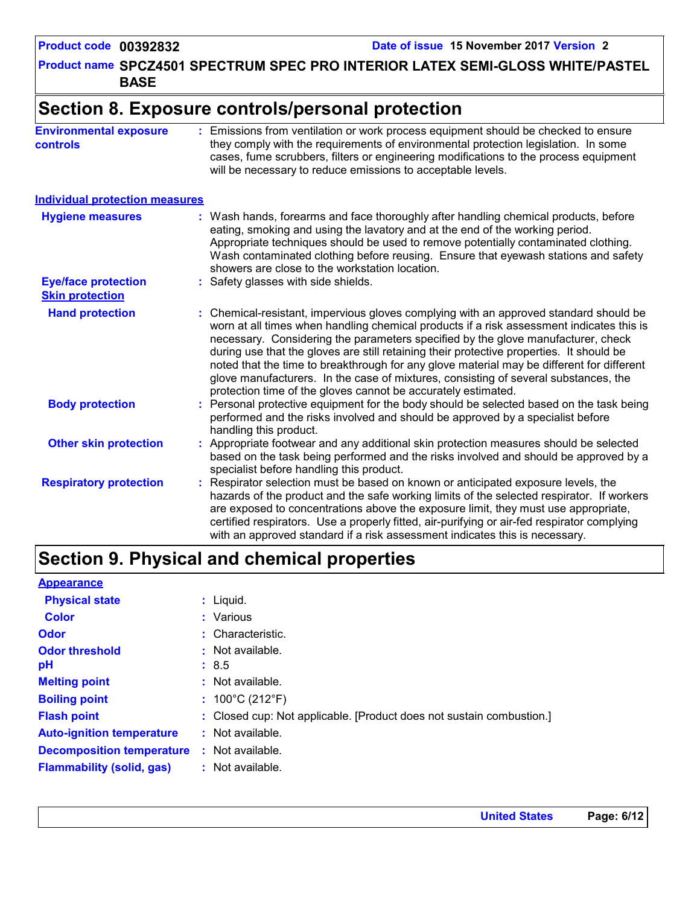## Section 8. Exposure controls/personal protection

**Environmental exposure controls** : Emissions from ventilation or work process equipment should be checked to ensure they comply with the requirements of environmental protection legislation. In some cases, fume scrubbers, filters or engineering modifications to the process equipment will be necessary to reduce emissions to acceptable levels.

### Individual protection measures

**Hygiene measures** : Wash hands, forearms and face thoroughly after handling chemical products, before eating, smoking and using the lavatory and at the end of the working period. Appropriate techniques should be used to remove potentially contaminated clothing. Wash contaminated clothing before reusing. Ensure that eyewash stations and safety showers are close to the workstation location.

**Eye/face protection** : Safety glasses with side shields.

**Skin protection**

**Hand protection** : Chemical-resistant, impervious gloves complying with an approved standard should be worn at all times when handling chemical products if a risk assessment indicates this is necessary. Considering the parameters specified by the glove manufacturer, check during use that the gloves are still retaining their protective properties. It should be noted that the time to breakthrough for any glove material may be different for different glove manufacturers. In the case of mixtures, consisting of several substances, the protection time of the gloves cannot be accurately estimated.

**Body protection** : Personal protective equipment for the body should be selected based on the task being performed and the risks involved and should be approved by a specialist before handling this product.

**Other skin protection** : Appropriate footwear and any additional skin protection measures should be selected based on the task being performed and the risks involved and should be approved by a specialist before handling this product.

**Respiratory protection** : Respirator selection must be based on known or anticipated exposure levels, the hazards of the product and the safe working limits of the selected respirator. If workers are exposed to concentrations above the exposure limit, they must use appropriate, certified respirators. Use a properly fitted, air-purifying or air-fed respirator complying with an approved standard if a risk assessment indicates this is necessary.

## Section 9. Physical and chemical properties

### Appearance

**Physical state** : Liquid.

**Color** : Various

**Odor** : Characteristic.

**Odor threshold** : Not available.

**pH** : 8.5

**Melting point** : Not available.

**Boiling point** : 100°C (212°F)

**Flash point** : Closed cup: Not applicable. [Product does not sustain combustion.]

**Auto-ignition temperature** : Not available.

**Decomposition temperature** : Not available.

**Flammability (solid, gas)** : Not available.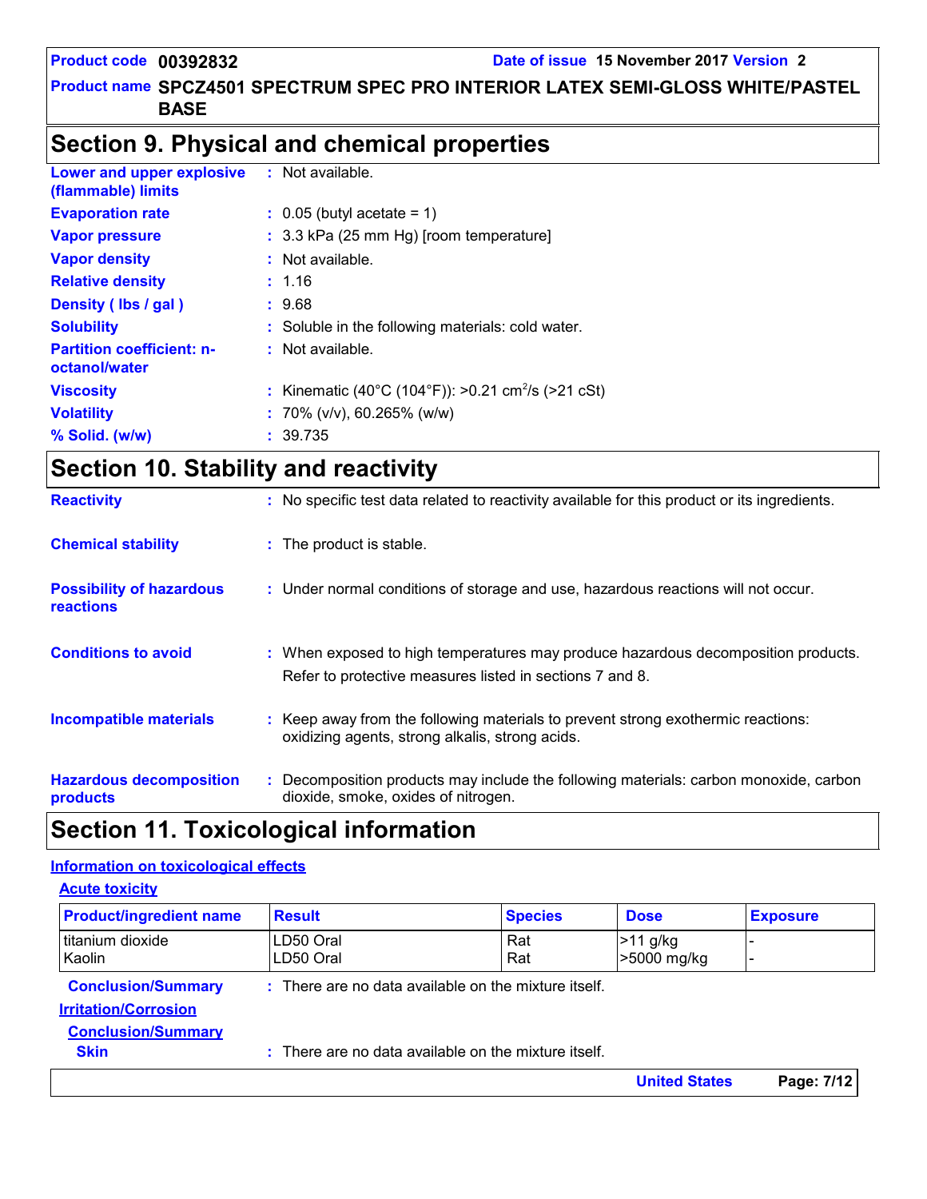## Section 9. Physical and chemical properties

| | | |
|---|---|---|
| **Lower and upper explosive (flammable) limits** | : | Not available. |
| **Evaporation rate** | : | 0.05 (butyl acetate = 1) |
| **Vapor pressure** | : | 3.3 kPa (25 mm Hg) [room temperature] |
| **Vapor density** | : | Not available. |
| **Relative density** | : | 1.16 |
| **Density ( lbs / gal )** | : | 9.68 |
| **Solubility** | : | Soluble in the following materials: cold water. |
| **Partition coefficient: n-octanol/water** | : | Not available. |
| **Viscosity** | : | Kinematic (40°C (104°F)): >0.21 $cm^2/s$ (>21 cSt) |
| **Volatility** | : | 70% (v/v), 60.265% (w/w) |
| **% Solid. (w/w)** | : | 39.735 |

## Section 10. Stability and reactivity

**Reactivity** : No specific test data related to reactivity available for this product or its ingredients.

**Chemical stability** : The product is stable.

**Possibility of hazardous reactions** : Under normal conditions of storage and use, hazardous reactions will not occur.

**Conditions to avoid** : When exposed to high temperatures may produce hazardous decomposition products.
Refer to protective measures listed in sections 7 and 8.

**Incompatible materials** : Keep away from the following materials to prevent strong exothermic reactions: oxidizing agents, strong alkalis, strong acids.

**Hazardous decomposition products** : Decomposition products may include the following materials: carbon monoxide, carbon dioxide, smoke, oxides of nitrogen.

## Section 11. Toxicological information

### Information on toxicological effects

#### Acute toxicity

| Product/ingredient name | Result | Species | Dose | Exposure |
|---|---|---|---|---|
| titanium dioxide | LD50 Oral | Rat | >11 g/kg | - |
| Kaolin | LD50 Oral | Rat | >5000 mg/kg | - |

**Conclusion/Summary** : There are no data available on the mixture itself.

#### Irritation/Corrosion

**Conclusion/Summary**

**Skin** : There are no data available on the mixture itself.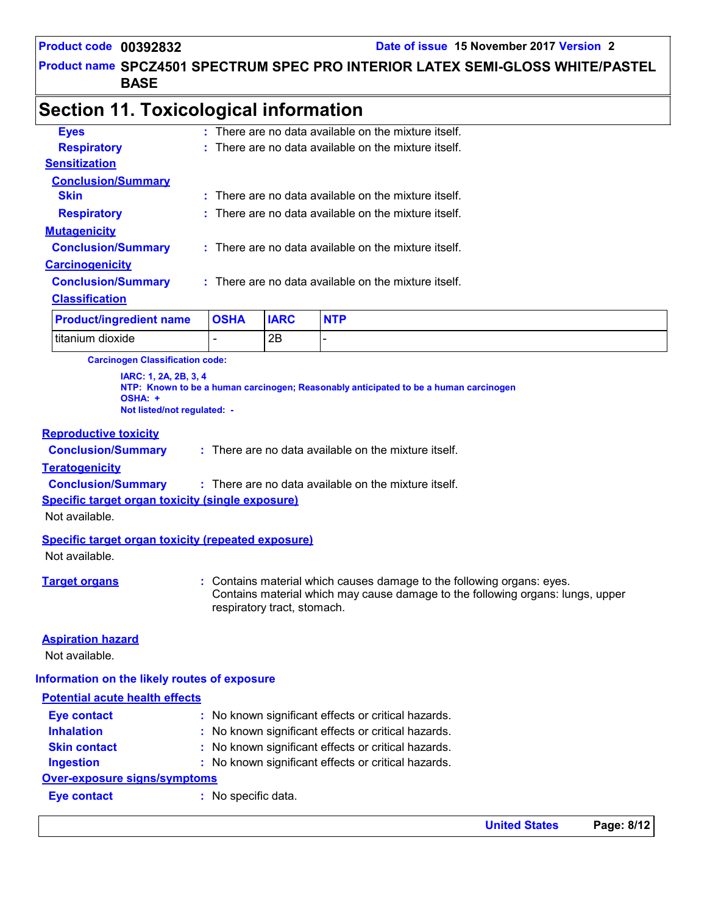## Section 11. Toxicological information

**Eyes** : There are no data available on the mixture itself.

**Respiratory** : There are no data available on the mixture itself.

**Sensitization**

**Conclusion/Summary**

**Skin** : There are no data available on the mixture itself.

**Respiratory** : There are no data available on the mixture itself.

**Mutagenicity**

**Conclusion/Summary** : There are no data available on the mixture itself.

**Carcinogenicity**

**Conclusion/Summary** : There are no data available on the mixture itself.

**Classification**

| Product/ingredient name | OSHA | IARC | NTP |
|---|---|---|---|
| titanium dioxide | - | 2B | - |

**Carcinogen Classification code:**

**IARC: 1, 2A, 2B, 3, 4**
**NTP: Known to be a human carcinogen; Reasonably anticipated to be a human carcinogen**
**OSHA: +**
**Not listed/not regulated: -**

**Reproductive toxicity**

**Conclusion/Summary** : There are no data available on the mixture itself.

**Teratogenicity**

**Conclusion/Summary** : There are no data available on the mixture itself.

**Specific target organ toxicity (single exposure)**

Not available.

**Specific target organ toxicity (repeated exposure)**

Not available.

**Target organs** : Contains material which causes damage to the following organs: eyes.
Contains material which may cause damage to the following organs: lungs, upper respiratory tract, stomach.

**Aspiration hazard**

Not available.

### Information on the likely routes of exposure

**Potential acute health effects**

**Eye contact** : No known significant effects or critical hazards.

**Inhalation** : No known significant effects or critical hazards.

**Skin contact** : No known significant effects or critical hazards.

**Ingestion** : No known significant effects or critical hazards.

**Over-exposure signs/symptoms**

**Eye contact** : No specific data.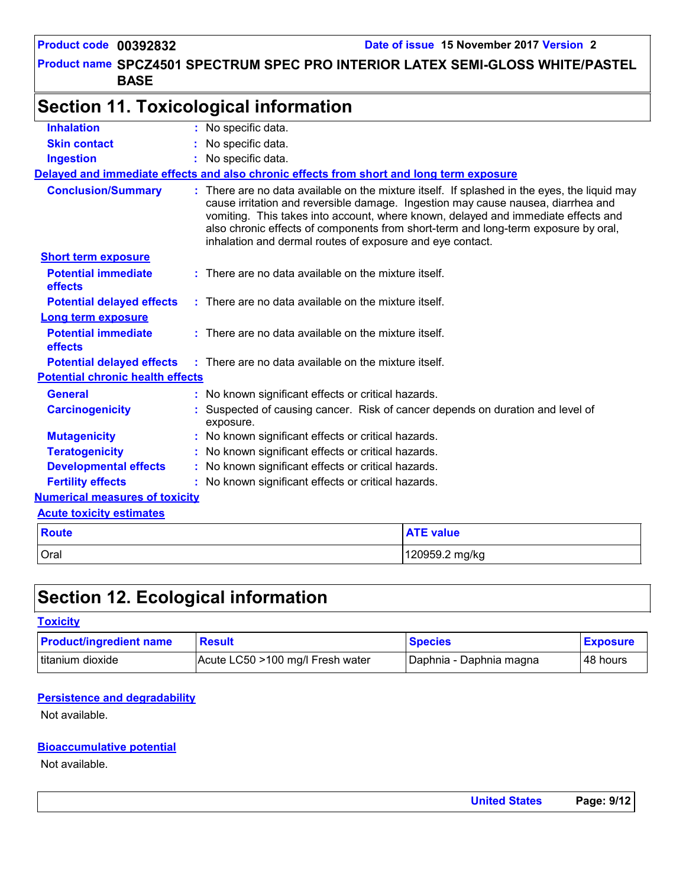## Section 11. Toxicological information

| | |
|---|---|
| **Inhalation** | : No specific data. |
| **Skin contact** | : No specific data. |
| **Ingestion** | : No specific data. |

**Delayed and immediate effects and also chronic effects from short and long term exposure**

**Conclusion/Summary** : There are no data available on the mixture itself. If splashed in the eyes, the liquid may cause irritation and reversible damage. Ingestion may cause nausea, diarrhea and vomiting. This takes into account, where known, delayed and immediate effects and also chronic effects of components from short-term and long-term exposure by oral, inhalation and dermal routes of exposure and eye contact.

**Short term exposure**

| | |
|---|---|
| **Potential immediate effects** | : There are no data available on the mixture itself. |
| **Potential delayed effects** | : There are no data available on the mixture itself. |

**Long term exposure**

| | |
|---|---|
| **Potential immediate effects** | : There are no data available on the mixture itself. |
| **Potential delayed effects** | : There are no data available on the mixture itself. |

**Potential chronic health effects**

| | |
|---|---|
| **General** | : No known significant effects or critical hazards. |
| **Carcinogenicity** | : Suspected of causing cancer. Risk of cancer depends on duration and level of exposure. |
| **Mutagenicity** | : No known significant effects or critical hazards. |
| **Teratogenicity** | : No known significant effects or critical hazards. |
| **Developmental effects** | : No known significant effects or critical hazards. |
| **Fertility effects** | : No known significant effects or critical hazards. |

**Numerical measures of toxicity**

**Acute toxicity estimates**

| Route | ATE value |
|---|---|
| Oral | 120959.2 mg/kg |

## Section 12. Ecological information

**Toxicity**

| Product/ingredient name | Result | Species | Exposure |
|---|---|---|---|
| titanium dioxide | Acute LC50 >100 mg/l Fresh water | Daphnia - Daphnia magna | 48 hours |

**Persistence and degradability**

Not available.

**Bioaccumulative potential**

Not available.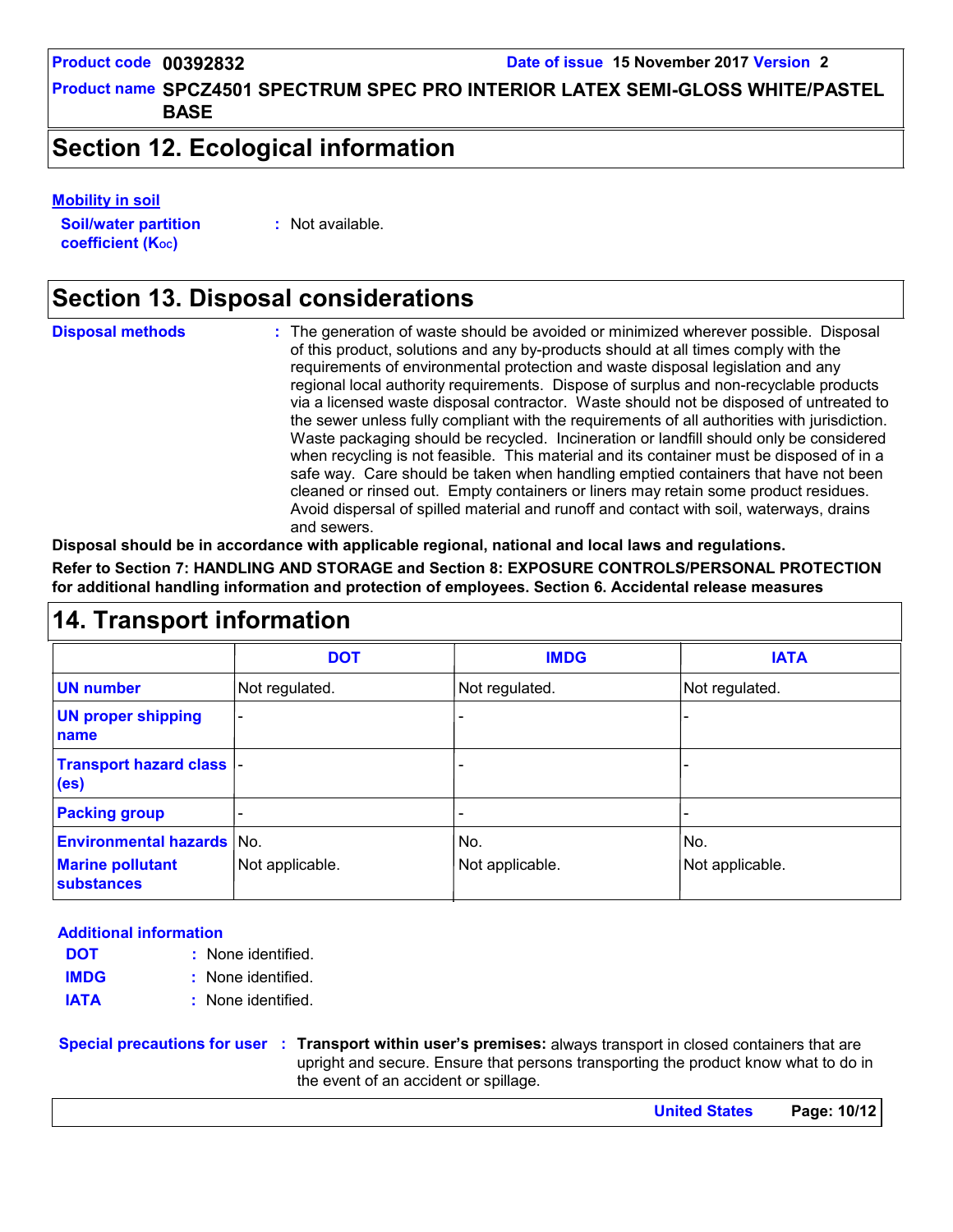## Section 12. Ecological information

**Mobility in soil**

**Soil/water partition coefficient ($K_{OC}$)** : Not available.

## Section 13. Disposal considerations

**Disposal methods** : The generation of waste should be avoided or minimized wherever possible. Disposal of this product, solutions and any by-products should at all times comply with the requirements of environmental protection and waste disposal legislation and any regional local authority requirements. Dispose of surplus and non-recyclable products via a licensed waste disposal contractor. Waste should not be disposed of untreated to the sewer unless fully compliant with the requirements of all authorities with jurisdiction. Waste packaging should be recycled. Incineration or landfill should only be considered when recycling is not feasible. This material and its container must be disposed of in a safe way. Care should be taken when handling emptied containers that have not been cleaned or rinsed out. Empty containers or liners may retain some product residues. Avoid dispersal of spilled material and runoff and contact with soil, waterways, drains and sewers.

**Disposal should be in accordance with applicable regional, national and local laws and regulations.**

**Refer to Section 7: HANDLING AND STORAGE and Section 8: EXPOSURE CONTROLS/PERSONAL PROTECTION for additional handling information and protection of employees. Section 6. Accidental release measures**

## 14. Transport information

| | DOT | IMDG | IATA |
|---|---|---|---|
| **UN number** | Not regulated. | Not regulated. | Not regulated. |
| **UN proper shipping name** | - | - | - |
| **Transport hazard class (es)** | - | - | - |
| **Packing group** | - | - | - |
| **Environmental hazards** | No. | No. | No. |
| **Marine pollutant substances** | Not applicable. | Not applicable. | Not applicable. |

**Additional information**

**DOT** : None identified.

**IMDG** : None identified.

**IATA** : None identified.

**Special precautions for user** : **Transport within user's premises:** always transport in closed containers that are upright and secure. Ensure that persons transporting the product know what to do in the event of an accident or spillage.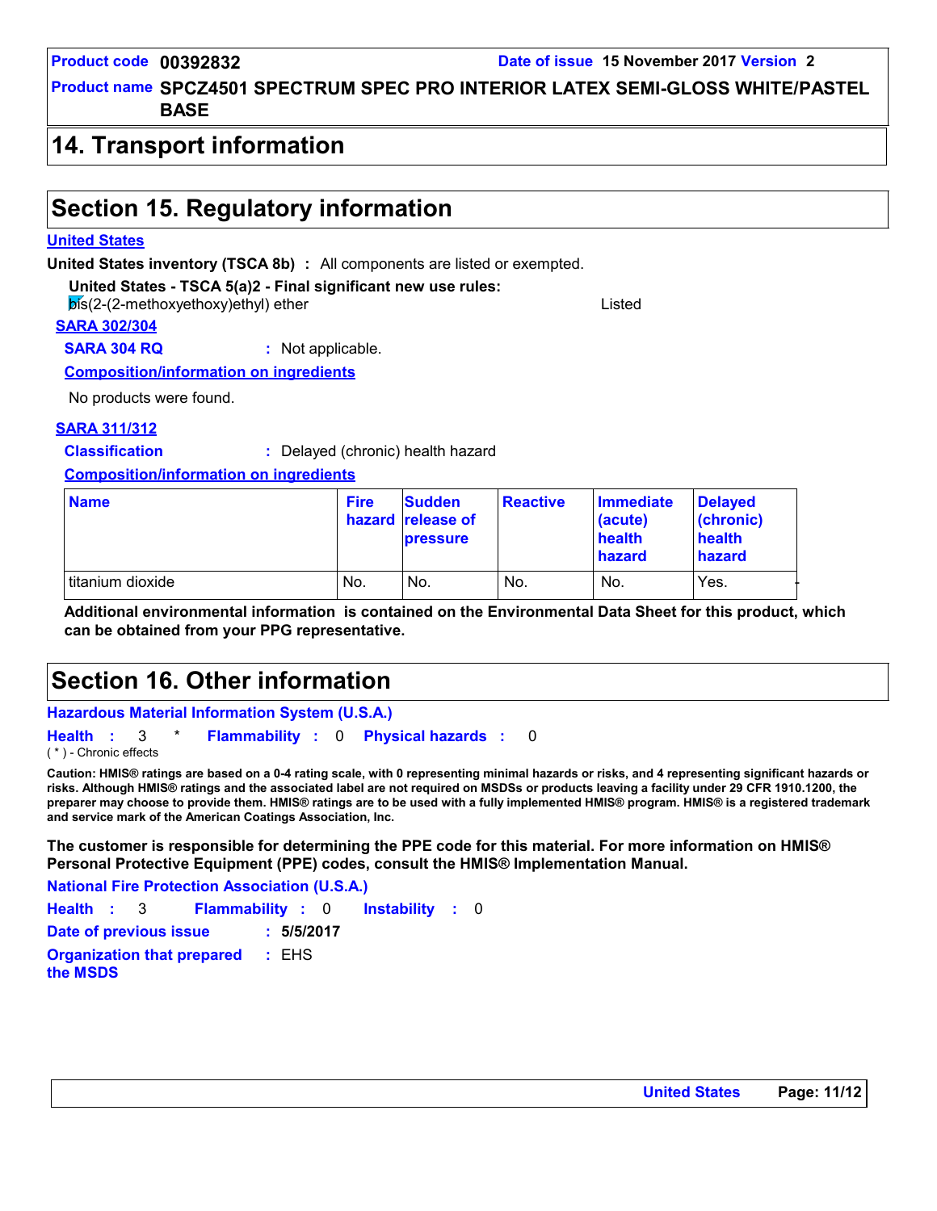## 14. Transport information

## Section 15. Regulatory information

**United States**

**United States inventory (TSCA 8b)** : All components are listed or exempted.

**United States - TSCA 5(a)2 - Final significant new use rules:**

bis(2-(2-methoxyethoxy)ethyl) ether Listed

**SARA 302/304**

**SARA 304 RQ** : Not applicable.

**Composition/information on ingredients**

No products were found.

**SARA 311/312**

**Classification** : Delayed (chronic) health hazard

**Composition/information on ingredients**

| Name | Fire hazard | Sudden release of pressure | Reactive | Immediate (acute) health hazard | Delayed (chronic) health hazard |
|---|---|---|---|---|---|
| titanium dioxide | No. | No. | No. | No. | Yes. |

**Additional environmental information is contained on the Environmental Data Sheet for this product, which can be obtained from your PPG representative.**

## Section 16. Other information

**Hazardous Material Information System (U.S.A.)**

**Health** : 3 * **Flammability** : 0 **Physical hazards** : 0

( * ) - Chronic effects

**Caution: HMIS® ratings are based on a 0-4 rating scale, with 0 representing minimal hazards or risks, and 4 representing significant hazards or risks. Although HMIS® ratings and the associated label are not required on MSDSs or products leaving a facility under 29 CFR 1910.1200, the preparer may choose to provide them. HMIS® ratings are to be used with a fully implemented HMIS® program. HMIS® is a registered trademark and service mark of the American Coatings Association, Inc.**

**The customer is responsible for determining the PPE code for this material. For more information on HMIS® Personal Protective Equipment (PPE) codes, consult the HMIS® Implementation Manual.**

**National Fire Protection Association (U.S.A.)**

**Health** : 3 **Flammability** : 0 **Instability** : 0

**Date of previous issue** : **5/5/2017**

**Organization that prepared the MSDS** : EHS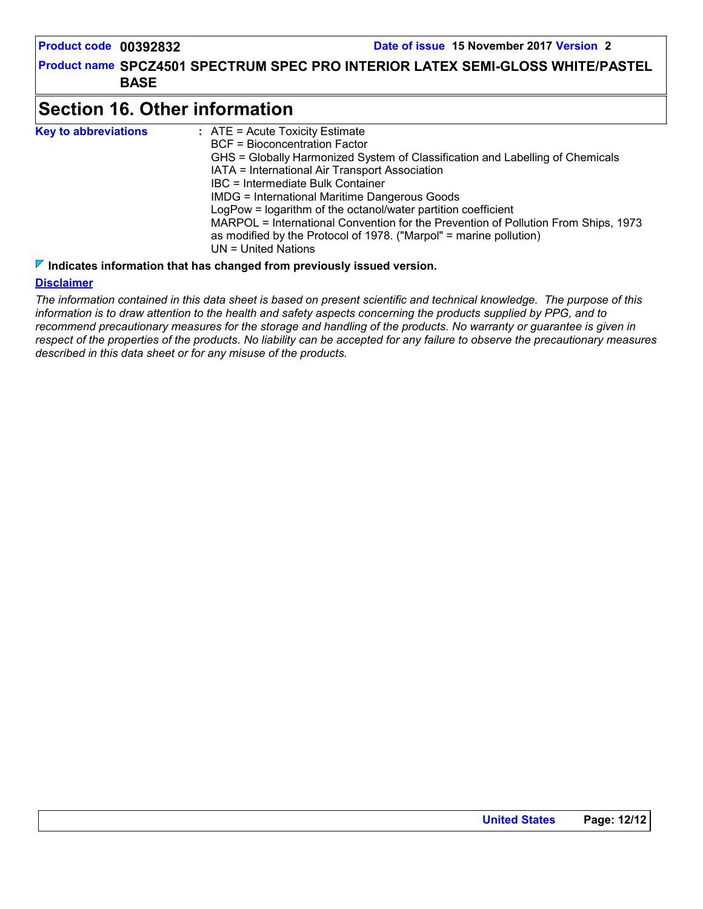## Section 16. Other information

**Key to abbreviations** : ATE = Acute Toxicity Estimate
BCF = Bioconcentration Factor
GHS = Globally Harmonized System of Classification and Labelling of Chemicals
IATA = International Air Transport Association
IBC = Intermediate Bulk Container
IMDG = International Maritime Dangerous Goods
LogPow = logarithm of the octanol/water partition coefficient
MARPOL = International Convention for the Prevention of Pollution From Ships, 1973 as modified by the Protocol of 1978. ("Marpol" = marine pollution)
UN = United Nations

◤ **Indicates information that has changed from previously issued version.**

**Disclaimer**

*The information contained in this data sheet is based on present scientific and technical knowledge. The purpose of this information is to draw attention to the health and safety aspects concerning the products supplied by PPG, and to recommend precautionary measures for the storage and handling of the products. No warranty or guarantee is given in respect of the properties of the products. No liability can be accepted for any failure to observe the precautionary measures described in this data sheet or for any misuse of the products.*